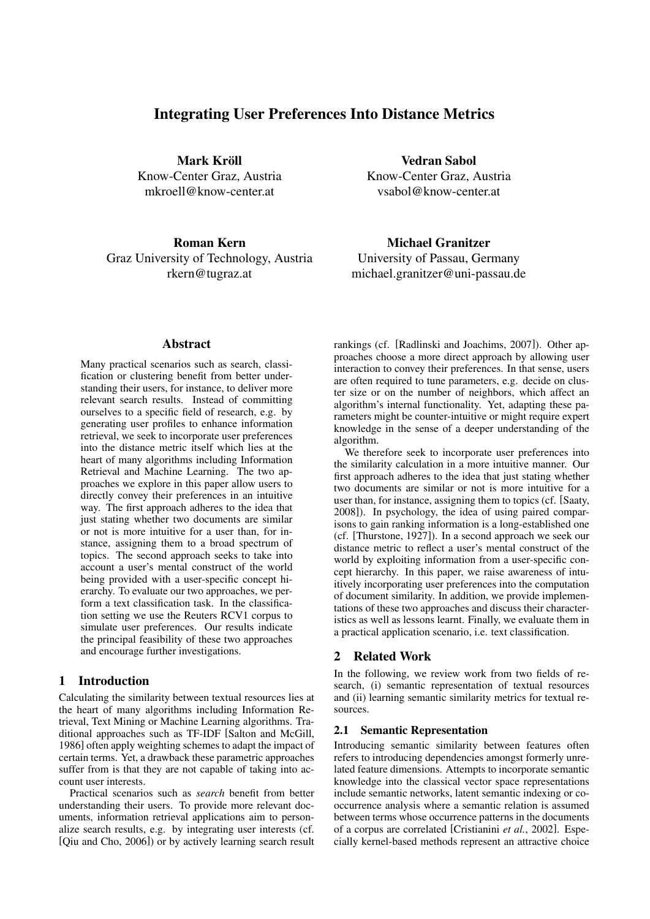# Integrating User Preferences Into Distance Metrics

**Mark Kröll**
Know-Center Graz, Austria
mkroell@know-center.at

**Vedran Sabol**
Know-Center Graz, Austria
vsabol@know-center.at

**Roman Kern**
Graz University of Technology, Austria
rkern@tugraz.at

**Michael Granitzer**
University of Passau, Germany
michael.granitzer@uni-passau.de

## Abstract

Many practical scenarios such as search, classification or clustering benefit from better understanding their users, for instance, to deliver more relevant search results. Instead of committing ourselves to a specific field of research, e.g. by generating user profiles to enhance information retrieval, we seek to incorporate user preferences into the distance metric itself which lies at the heart of many algorithms including Information Retrieval and Machine Learning. The two approaches we explore in this paper allow users to directly convey their preferences in an intuitive way. The first approach adheres to the idea that just stating whether two documents are similar or not is more intuitive for a user than, for instance, assigning them to a broad spectrum of topics. The second approach seeks to take into account a user's mental construct of the world being provided with a user-specific concept hierarchy. To evaluate our two approaches, we perform a text classification task. In the classification setting we use the Reuters RCV1 corpus to simulate user preferences. Our results indicate the principal feasibility of these two approaches and encourage further investigations.

## 1 Introduction

Calculating the similarity between textual resources lies at the heart of many algorithms including Information Retrieval, Text Mining or Machine Learning algorithms. Traditional approaches such as TF-IDF [Salton and McGill, 1986] often apply weighting schemes to adapt the impact of certain terms. Yet, a drawback these parametric approaches suffer from is that they are not capable of taking into account user interests.

Practical scenarios such as *search* benefit from better understanding their users. To provide more relevant documents, information retrieval applications aim to personalize search results, e.g. by integrating user interests (cf. [Qiu and Cho, 2006]) or by actively learning search result rankings (cf. [Radlinski and Joachims, 2007]). Other approaches choose a more direct approach by allowing user interaction to convey their preferences. In that sense, users are often required to tune parameters, e.g. decide on cluster size or on the number of neighbors, which affect an algorithm's internal functionality. Yet, adapting these parameters might be counter-intuitive or might require expert knowledge in the sense of a deeper understanding of the algorithm.

We therefore seek to incorporate user preferences into the similarity calculation in a more intuitive manner. Our first approach adheres to the idea that just stating whether two documents are similar or not is more intuitive for a user than, for instance, assigning them to topics (cf. [Saaty, 2008]). In psychology, the idea of using paired comparisons to gain ranking information is a long-established one (cf. [Thurstone, 1927]). In a second approach we seek our distance metric to reflect a user's mental construct of the world by exploiting information from a user-specific concept hierarchy. In this paper, we raise awareness of intuitively incorporating user preferences into the computation of document similarity. In addition, we provide implementations of these two approaches and discuss their characteristics as well as lessons learnt. Finally, we evaluate them in a practical application scenario, i.e. text classification.

## 2 Related Work

In the following, we review work from two fields of research, (i) semantic representation of textual resources and (ii) learning semantic similarity metrics for textual resources.

### 2.1 Semantic Representation

Introducing semantic similarity between features often refers to introducing dependencies amongst formerly unrelated feature dimensions. Attempts to incorporate semantic knowledge into the classical vector space representations include semantic networks, latent semantic indexing or co-occurrence analysis where a semantic relation is assumed between terms whose occurrence patterns in the documents of a corpus are correlated [Cristianini *et al.*, 2002]. Especially kernel-based methods represent an attractive choice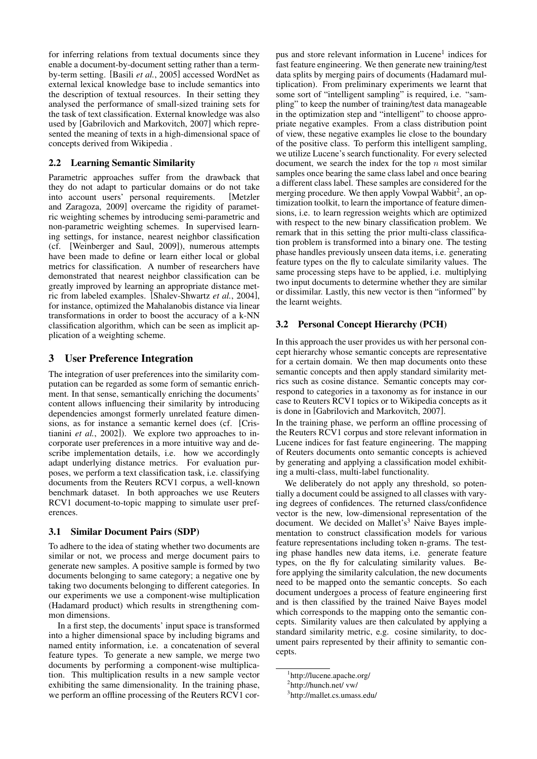for inferring relations from textual documents since they enable a document-by-document setting rather than a term-by-term setting. [Basili *et al.*, 2005] accessed WordNet as external lexical knowledge base to include semantics into the description of textual resources. In their setting they analysed the performance of small-sized training sets for the task of text classification. External knowledge was also used by [Gabrilovich and Markovitch, 2007] which represented the meaning of texts in a high-dimensional space of concepts derived from Wikipedia .

### 2.2 Learning Semantic Similarity

Parametric approaches suffer from the drawback that they do not adapt to particular domains or do not take into account users' personal requirements. [Metzler and Zaragoza, 2009] overcame the rigidity of parametric weighting schemes by introducing semi-parametric and non-parametric weighting schemes. In supervised learning settings, for instance, nearest neighbor classification (cf. [Weinberger and Saul, 2009]), numerous attempts have been made to define or learn either local or global metrics for classification. A number of researchers have demonstrated that nearest neighbor classification can be greatly improved by learning an appropriate distance metric from labeled examples. [Shalev-Shwartz *et al.*, 2004], for instance, optimized the Mahalanobis distance via linear transformations in order to boost the accuracy of a k-NN classification algorithm, which can be seen as implicit application of a weighting scheme.

## 3 User Preference Integration

The integration of user preferences into the similarity computation can be regarded as some form of semantic enrichment. In that sense, semantically enriching the documents' content allows influencing their similarity by introducing dependencies amongst formerly unrelated feature dimensions, as for instance a semantic kernel does (cf. [Cristianini *et al.*, 2002]). We explore two approaches to incorporate user preferences in a more intuitive way and describe implementation details, i.e. how we accordingly adapt underlying distance metrics. For evaluation purposes, we perform a text classification task, i.e. classifying documents from the Reuters RCV1 corpus, a well-known benchmark dataset. In both approaches we use Reuters RCV1 document-to-topic mapping to simulate user preferences.

### 3.1 Similar Document Pairs (SDP)

To adhere to the idea of stating whether two documents are similar or not, we process and merge document pairs to generate new samples. A positive sample is formed by two documents belonging to same category; a negative one by taking two documents belonging to different categories. In our experiments we use a component-wise multiplication (Hadamard product) which results in strengthening common dimensions.

In a first step, the documents' input space is transformed into a higher dimensional space by including bigrams and named entity information, i.e. a concatenation of several feature types. To generate a new sample, we merge two documents by performing a component-wise multiplication. This multiplication results in a new sample vector exhibiting the same dimensionality. In the training phase, we perform an offline processing of the Reuters RCV1 corpus and store relevant information in Lucene[1] indices for fast feature engineering. We then generate new training/test data splits by merging pairs of documents (Hadamard multiplication). From preliminary experiments we learnt that some sort of "intelligent sampling" is required, i.e. "sampling" to keep the number of training/test data manageable in the optimization step and "intelligent" to choose appropriate negative examples. From a class distribution point of view, these negative examples lie close to the boundary of the positive class. To perform this intelligent sampling, we utilize Lucene's search functionality. For every selected document, we search the index for the top $n$ most similar samples once bearing the same class label and once bearing a different class label. These samples are considered for the merging procedure. We then apply Vowpal Wabbit[2], an optimization toolkit, to learn the importance of feature dimensions, i.e. to learn regression weights which are optimized with respect to the new binary classification problem. We remark that in this setting the prior multi-class classification problem is transformed into a binary one. The testing phase handles previously unseen data items, i.e. generating feature types on the fly to calculate similarity values. The same processing steps have to be applied, i.e. multiplying two input documents to determine whether they are similar or dissimilar. Lastly, this new vector is then "informed" by the learnt weights.

### 3.2 Personal Concept Hierarchy (PCH)

In this approach the user provides us with her personal concept hierarchy whose semantic concepts are representative for a certain domain. We then map documents onto these semantic concepts and then apply standard similarity metrics such as cosine distance. Semantic concepts may correspond to categories in a taxonomy as for instance in our case to Reuters RCV1 topics or to Wikipedia concepts as it is done in [Gabrilovich and Markovitch, 2007].

In the training phase, we perform an offline processing of the Reuters RCV1 corpus and store relevant information in Lucene indices for fast feature engineering. The mapping of Reuters documents onto semantic concepts is achieved by generating and applying a classification model exhibiting a multi-class, multi-label functionality.

We deliberately do not apply any threshold, so potentially a document could be assigned to all classes with varying degrees of confidences. The returned class/confidence vector is the new, low-dimensional representation of the document. We decided on Mallet's[3] Naive Bayes implementation to construct classification models for various feature representations including token n-grams. The testing phase handles new data items, i.e. generate feature types, on the fly for calculating similarity values. Before applying the similarity calculation, the new documents need to be mapped onto the semantic concepts. So each document undergoes a process of feature engineering first and is then classified by the trained Naive Bayes model which corresponds to the mapping onto the semantic concepts. Similarity values are then calculated by applying a standard similarity metric, e.g. cosine similarity, to document pairs represented by their affinity to semantic concepts.

[1] http://lucene.apache.org/

[2] http://hunch.net/ vw/

[3] http://mallet.cs.umass.edu/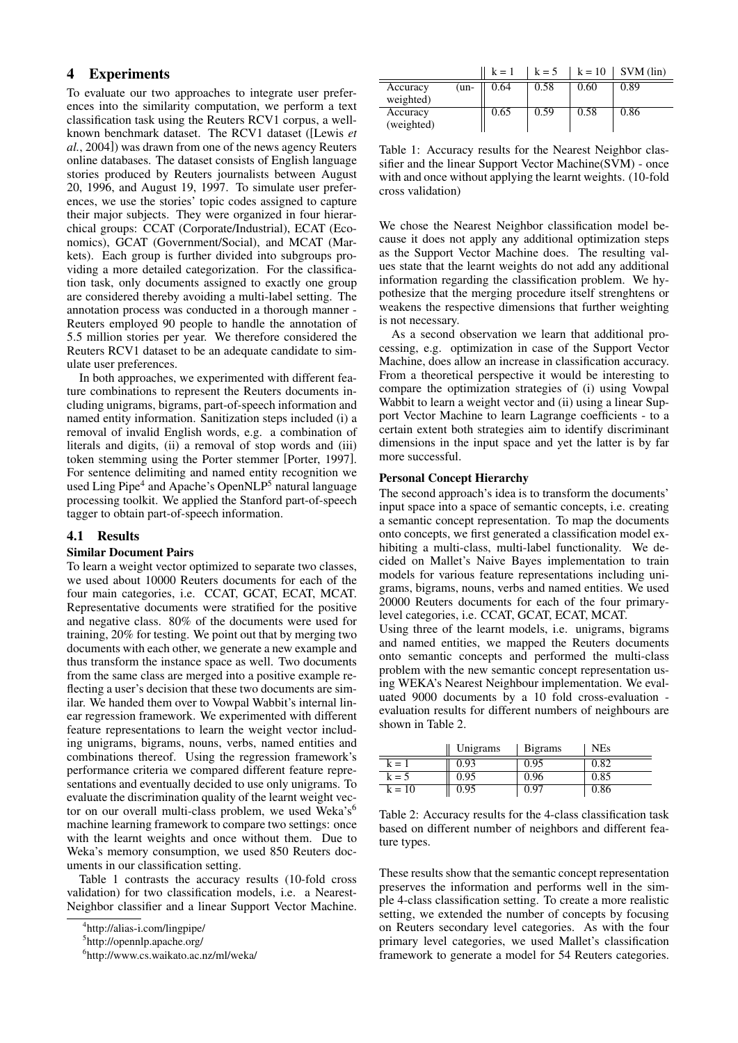## 4 Experiments

To evaluate our two approaches to integrate user preferences into the similarity computation, we perform a text classification task using the Reuters RCV1 corpus, a well-known benchmark dataset. The RCV1 dataset ([Lewis *et al.*, 2004]) was drawn from one of the news agency Reuters online databases. The dataset consists of English language stories produced by Reuters journalists between August 20, 1996, and August 19, 1997. To simulate user preferences, we use the stories' topic codes assigned to capture their major subjects. They were organized in four hierarchical groups: CCAT (Corporate/Industrial), ECAT (Economics), GCAT (Government/Social), and MCAT (Markets). Each group is further divided into subgroups providing a more detailed categorization. For the classification task, only documents assigned to exactly one group are considered thereby avoiding a multi-label setting. The annotation process was conducted in a thorough manner - Reuters employed 90 people to handle the annotation of 5.5 million stories per year. We therefore considered the Reuters RCV1 dataset to be an adequate candidate to simulate user preferences.

In both approaches, we experimented with different feature combinations to represent the Reuters documents including unigrams, bigrams, part-of-speech information and named entity information. Sanitization steps included (i) a removal of invalid English words, e.g. a combination of literals and digits, (ii) a removal of stop words and (iii) token stemming using the Porter stemmer [Porter, 1997]. For sentence delimiting and named entity recognition we used Ling Pipe[4] and Apache's OpenNLP[5] natural language processing toolkit. We applied the Stanford part-of-speech tagger to obtain part-of-speech information.

### 4.1 Results

**Similar Document Pairs**

To learn a weight vector optimized to separate two classes, we used about 10000 Reuters documents for each of the four main categories, i.e. CCAT, GCAT, ECAT, MCAT. Representative documents were stratified for the positive and negative class. 80% of the documents were used for training, 20% for testing. We point out that by merging two documents with each other, we generate a new example and thus transform the instance space as well. Two documents from the same class are merged into a positive example reflecting a user's decision that these two documents are similar. We handed them over to Vowpal Wabbit's internal linear regression framework. We experimented with different feature representations to learn the weight vector including unigrams, bigrams, nouns, verbs, named entities and combinations thereof. Using the regression framework's performance criteria we compared different feature representations and eventually decided to use only unigrams. To evaluate the discrimination quality of the learnt weight vector on our overall multi-class problem, we used Weka's[6] machine learning framework to compare two settings: once with the learnt weights and once without them. Due to Weka's memory consumption, we used 850 Reuters documents in our classification setting.

Table 1 contrasts the accuracy results (10-fold cross validation) for two classification models, i.e. a Nearest-Neighbor classifier and a linear Support Vector Machine.

[4] http://alias-i.com/lingpipe/

[5] http://opennlp.apache.org/

[6] http://www.cs.waikato.ac.nz/ml/weka/

| | k = 1 | k = 5 | k = 10 | SVM (lin) |
|---|---|---|---|---|
| Accuracy (un-weighted) | 0.64 | 0.58 | 0.60 | 0.89 |
| Accuracy (weighted) | 0.65 | 0.59 | 0.58 | 0.86 |

Table 1: Accuracy results for the Nearest Neighbor classifier and the linear Support Vector Machine(SVM) - once with and once without applying the learnt weights. (10-fold cross validation)

We chose the Nearest Neighbor classification model because it does not apply any additional optimization steps as the Support Vector Machine does. The resulting values state that the learnt weights do not add any additional information regarding the classification problem. We hypothesize that the merging procedure itself strenghtens or weakens the respective dimensions that further weighting is not necessary.

As a second observation we learn that additional processing, e.g. optimization in case of the Support Vector Machine, does allow an increase in classification accuracy. From a theoretical perspective it would be interesting to compare the optimization strategies of (i) using Vowpal Wabbit to learn a weight vector and (ii) using a linear Support Vector Machine to learn Lagrange coefficients - to a certain extent both strategies aim to identify discriminant dimensions in the input space and yet the latter is by far more successful.

**Personal Concept Hierarchy**

The second approach's idea is to transform the documents' input space into a space of semantic concepts, i.e. creating a semantic concept representation. To map the documents onto concepts, we first generated a classification model exhibiting a multi-class, multi-label functionality. We decided on Mallet's Naive Bayes implementation to train models for various feature representations including unigrams, bigrams, nouns, verbs and named entities. We used 20000 Reuters documents for each of the four primary-level categories, i.e. CCAT, GCAT, ECAT, MCAT.

Using three of the learnt models, i.e. unigrams, bigrams and named entities, we mapped the Reuters documents onto semantic concepts and performed the multi-class problem with the new semantic concept representation using WEKA's Nearest Neighbour implementation. We evaluated 9000 documents by a 10 fold cross-evaluation - evaluation results for different numbers of neighbours are shown in Table 2.

| | Unigrams | Bigrams | NEs |
|---|---|---|---|
| k = 1 | 0.93 | 0.95 | 0.82 |
| k = 5 | 0.95 | 0.96 | 0.85 |
| k = 10 | 0.95 | 0.97 | 0.86 |

Table 2: Accuracy results for the 4-class classification task based on different number of neighbors and different feature types.

These results show that the semantic concept representation preserves the information and performs well in the simple 4-class classification setting. To create a more realistic setting, we extended the number of concepts by focusing on Reuters secondary level categories. As with the four primary level categories, we used Mallet's classification framework to generate a model for 54 Reuters categories.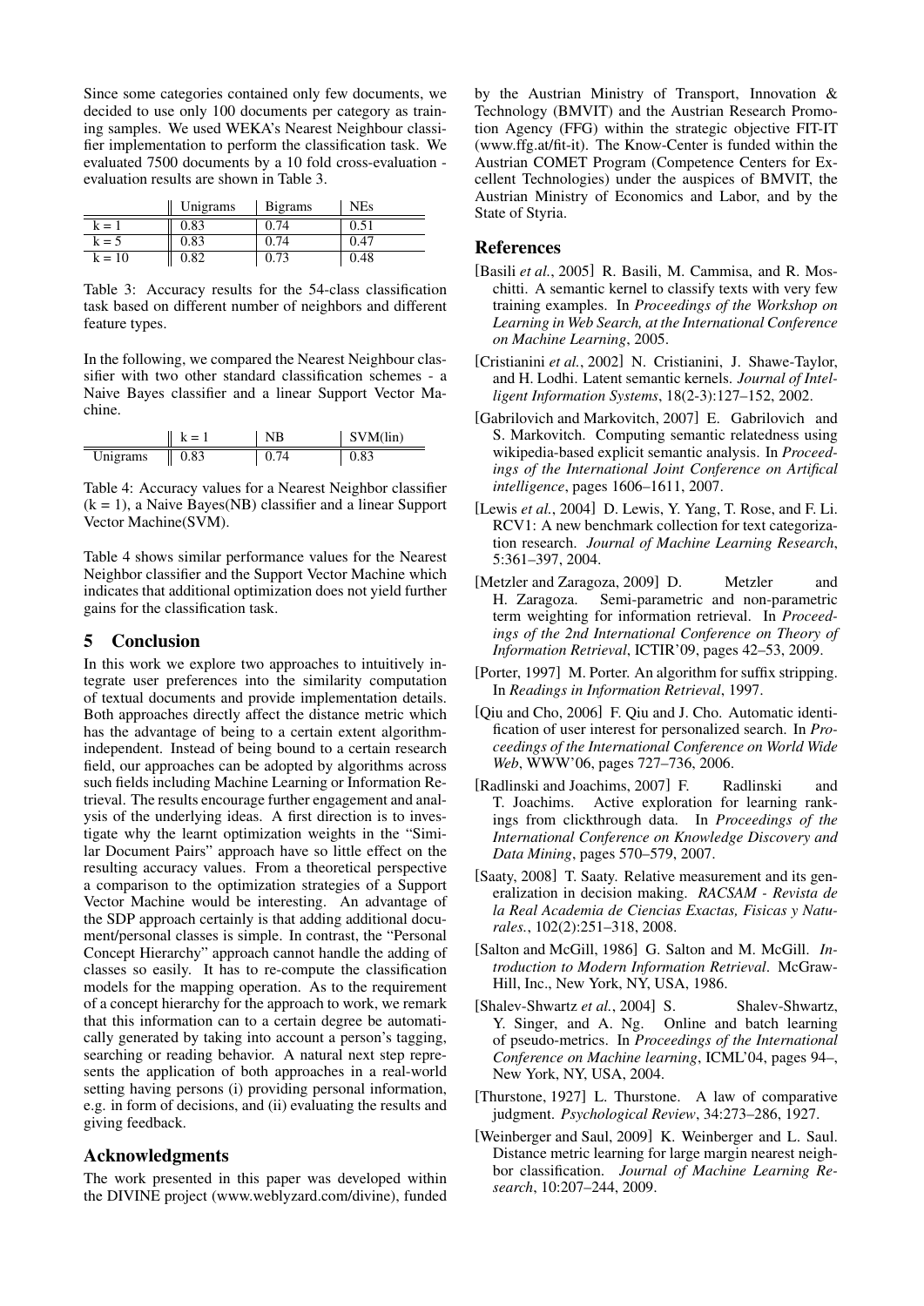Since some categories contained only few documents, we decided to use only 100 documents per category as training samples. We used WEKA's Nearest Neighbour classifier implementation to perform the classification task. We evaluated 7500 documents by a 10 fold cross-evaluation - evaluation results are shown in Table 3.

| | Unigrams | Bigrams | NEs |
|---|---|---|---|
| k = 1 | 0.83 | 0.74 | 0.51 |
| k = 5 | 0.83 | 0.74 | 0.47 |
| k = 10 | 0.82 | 0.73 | 0.48 |

Table 3: Accuracy results for the 54-class classification task based on different number of neighbors and different feature types.

In the following, we compared the Nearest Neighbour classifier with two other standard classification schemes - a Naive Bayes classifier and a linear Support Vector Machine.

| | k = 1 | NB | SVM(lin) |
|---|---|---|---|
| Unigrams | 0.83 | 0.74 | 0.83 |

Table 4: Accuracy values for a Nearest Neighbor classifier (k = 1), a Naive Bayes(NB) classifier and a linear Support Vector Machine(SVM).

Table 4 shows similar performance values for the Nearest Neighbor classifier and the Support Vector Machine which indicates that additional optimization does not yield further gains for the classification task.

## 5 Conclusion

In this work we explore two approaches to intuitively integrate user preferences into the similarity computation of textual documents and provide implementation details. Both approaches directly affect the distance metric which has the advantage of being to a certain extent algorithm-independent. Instead of being bound to a certain research field, our approaches can be adopted by algorithms across such fields including Machine Learning or Information Retrieval. The results encourage further engagement and analysis of the underlying ideas. A first direction is to investigate why the learnt optimization weights in the "Similar Document Pairs" approach have so little effect on the resulting accuracy values. From a theoretical perspective a comparison to the optimization strategies of a Support Vector Machine would be interesting. An advantage of the SDP approach certainly is that adding additional document/personal classes is simple. In contrast, the "Personal Concept Hierarchy" approach cannot handle the adding of classes so easily. It has to re-compute the classification models for the mapping operation. As to the requirement of a concept hierarchy for the approach to work, we remark that this information can to a certain degree be automatically generated by taking into account a person's tagging, searching or reading behavior. A natural next step represents the application of both approaches in a real-world setting having persons (i) providing personal information, e.g. in form of decisions, and (ii) evaluating the results and giving feedback.

## Acknowledgments

The work presented in this paper was developed within the DIVINE project (www.weblyzard.com/divine), funded by the Austrian Ministry of Transport, Innovation & Technology (BMVIT) and the Austrian Research Promotion Agency (FFG) within the strategic objective FIT-IT (www.ffg.at/fit-it). The Know-Center is funded within the Austrian COMET Program (Competence Centers for Excellent Technologies) under the auspices of BMVIT, the Austrian Ministry of Economics and Labor, and by the State of Styria.

## References

[Basili *et al.*, 2005] R. Basili, M. Cammisa, and R. Moschitti. A semantic kernel to classify texts with very few training examples. In *Proceedings of the Workshop on Learning in Web Search, at the International Conference on Machine Learning*, 2005.

[Cristianini *et al.*, 2002] N. Cristianini, J. Shawe-Taylor, and H. Lodhi. Latent semantic kernels. *Journal of Intelligent Information Systems*, 18(2-3):127–152, 2002.

[Gabrilovich and Markovitch, 2007] E. Gabrilovich and S. Markovitch. Computing semantic relatedness using wikipedia-based explicit semantic analysis. In *Proceedings of the International Joint Conference on Artifical intelligence*, pages 1606–1611, 2007.

[Lewis *et al.*, 2004] D. Lewis, Y. Yang, T. Rose, and F. Li. RCV1: A new benchmark collection for text categorization research. *Journal of Machine Learning Research*, 5:361–397, 2004.

[Metzler and Zaragoza, 2009] D. Metzler and H. Zaragoza. Semi-parametric and non-parametric term weighting for information retrieval. In *Proceedings of the 2nd International Conference on Theory of Information Retrieval*, ICTIR'09, pages 42–53, 2009.

[Porter, 1997] M. Porter. An algorithm for suffix stripping. In *Readings in Information Retrieval*, 1997.

[Qiu and Cho, 2006] F. Qiu and J. Cho. Automatic identification of user interest for personalized search. In *Proceedings of the International Conference on World Wide Web*, WWW'06, pages 727–736, 2006.

[Radlinski and Joachims, 2007] F. Radlinski and T. Joachims. Active exploration for learning rankings from clickthrough data. In *Proceedings of the International Conference on Knowledge Discovery and Data Mining*, pages 570–579, 2007.

[Saaty, 2008] T. Saaty. Relative measurement and its generalization in decision making. *RACSAM - Revista de la Real Academia de Ciencias Exactas, Fisicas y Naturales.*, 102(2):251–318, 2008.

[Salton and McGill, 1986] G. Salton and M. McGill. *Introduction to Modern Information Retrieval*. McGraw-Hill, Inc., New York, NY, USA, 1986.

[Shalev-Shwartz *et al.*, 2004] S. Shalev-Shwartz, Y. Singer, and A. Ng. Online and batch learning of pseudo-metrics. In *Proceedings of the International Conference on Machine learning*, ICML'04, pages 94–, New York, NY, USA, 2004.

[Thurstone, 1927] L. Thurstone. A law of comparative judgment. *Psychological Review*, 34:273–286, 1927.

[Weinberger and Saul, 2009] K. Weinberger and L. Saul. Distance metric learning for large margin nearest neighbor classification. *Journal of Machine Learning Research*, 10:207–244, 2009.